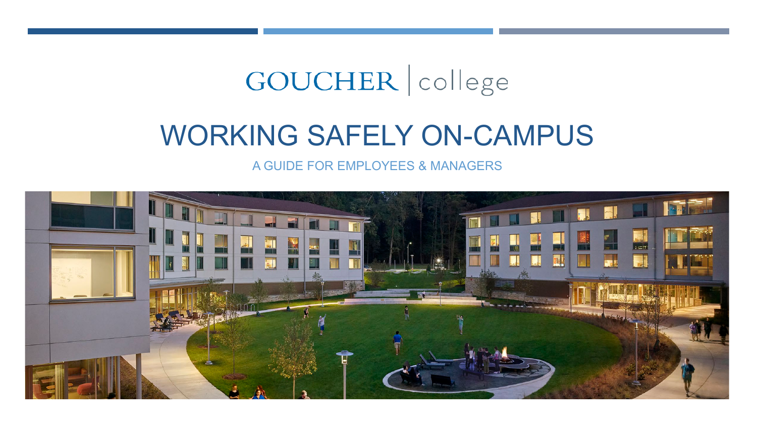GOUCHER | college

# WORKING SAFELY ON-CAMPUS

A GUIDE FOR EMPLOYEES & MANAGERS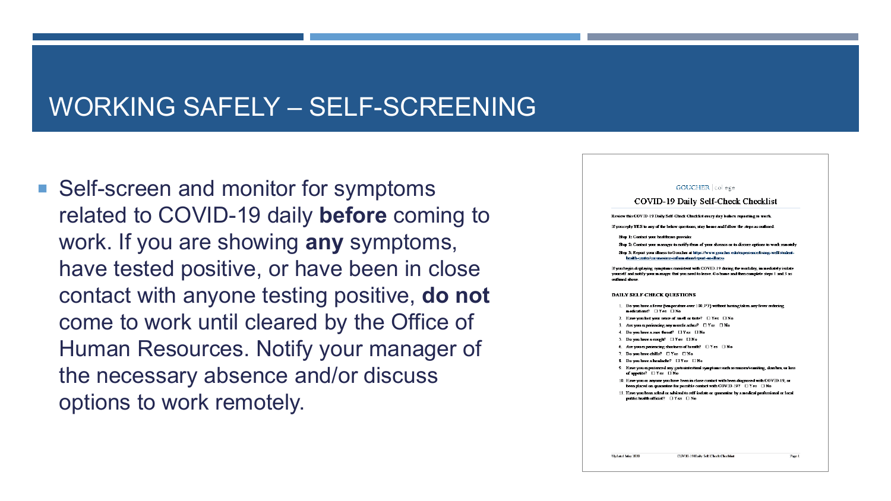# WORKING SAFELY – SELF-SCREENING

- Self-screen and monitor for symptoms related to COVID-19 daily **before** coming to work. If you are showing **any** symptoms, have tested positive, or have been in close contact with anyone testing positive, **do not** come to work until cleared by the Office of Human Resources. Notify your manager of the necessary absence and/or discuss options to work remotely.

GOUCHER | college

## COVID-19 Daily Self-Check Checklist

Review this COVID-19 Daily Self-Check Checklist every day before reporting to work.

If you reply YES to any of the below questions, stay home and follow the steps as outlined.

Step 1: Contact your healthcare provider.

Step 2: Contact your manager to notify them of your absence or to discuss options to work remotely.

Step 3: Report your illness to Goucher at https://www.goucher.edu/experience/living-well/student-health-center/coronavirus-information/report-an-illness

If you begin displaying symptoms consistent with COVID-19 during the workday, immediately isolate yourself and notify your manager that you need to leave. Go home and then complete steps 1 and 3 as outlined above.

### DAILY SELF CHECK QUESTIONS

1. Do you have a fever (temperature over 100.3°F) without having taken any fever reducing medications? ☐ Yes ☐ No
2. Have you lost your sense of smell or taste? ☐ Yes ☐ No
3. Are you experiencing any muscle aches? ☐ Yes ☐ No
4. Do you have a sore throat? ☐ Yes ☐ No
5. Do you have a cough? ☐ Yes ☐ No
6. Are you experiencing shortness of breath? ☐ Yes ☐ No
7. Do you have chills? ☐ Yes ☐ No
8. Do you have a headache? ☐ Yes ☐ No
9. Have you experienced any gastrointestinal symptoms such as nausea/vomiting, diarrhea, or loss of appetite? ☐ Yes ☐ No
10. Have you or anyone you have been in close contact with been diagnosed with COVID-19, or been placed on quarantine for possible contact with COVID-19? ☐ Yes ☐ No
11. Have you been asked or advised to self-isolate or quarantine by a medical professional or local public health official? ☐ Yes ☐ No

Updated July 2020 COVID-19 Daily Self-Check Checklist Page 1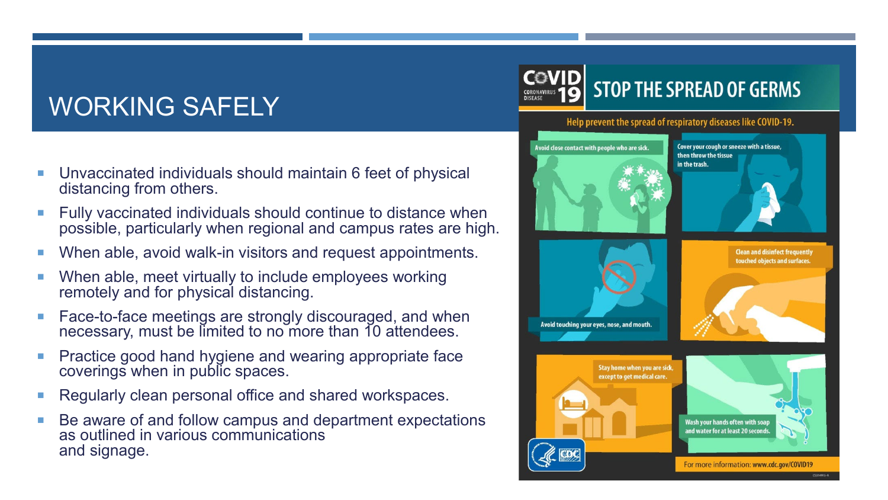# WORKING SAFELY

- Unvaccinated individuals should maintain 6 feet of physical distancing from others.
- Fully vaccinated individuals should continue to distance when possible, particularly when regional and campus rates are high.
- When able, avoid walk-in visitors and request appointments.
- When able, meet virtually to include employees working remotely and for physical distancing.
- Face-to-face meetings are strongly discouraged, and when necessary, must be limited to no more than 10 attendees.
- Practice good hand hygiene and wearing appropriate face coverings when in public spaces.
- Regularly clean personal office and shared workspaces.
- Be aware of and follow campus and department expectations as outlined in various communications and signage.

## COVID 19 CORONAVIRUS DISEASE — STOP THE SPREAD OF GERMS

Help prevent the spread of respiratory diseases like COVID-19.

- Avoid close contact with people who are sick.
- Cover your cough or sneeze with a tissue, then throw the tissue in the trash.
- Avoid touching your eyes, nose, and mouth.
- Clean and disinfect frequently touched objects and surfaces.
- Stay home when you are sick, except to get medical care.
- Wash your hands often with soap and water for at least 20 seconds.

For more information: www.cdc.gov/COVID19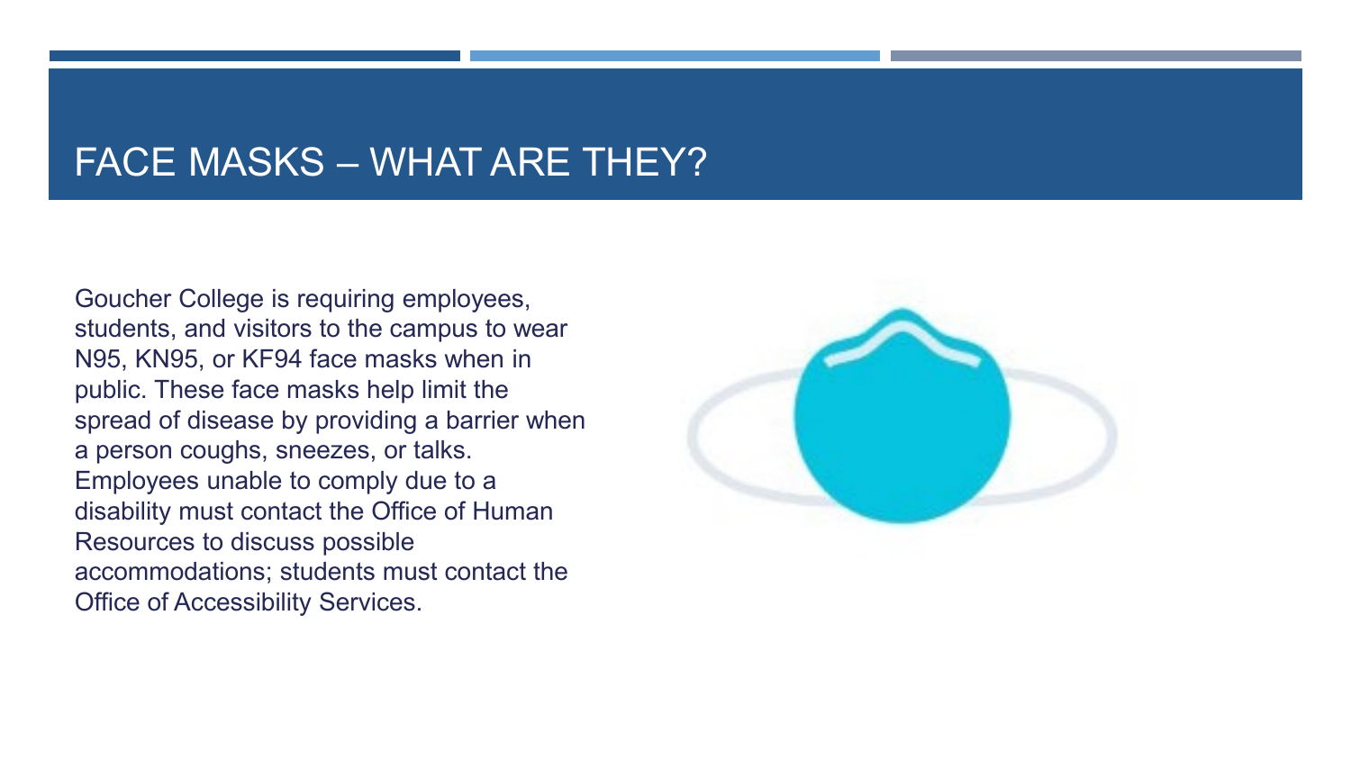# FACE MASKS – WHAT ARE THEY?

Goucher College is requiring employees, students, and visitors to the campus to wear N95, KN95, or KF94 face masks when in public. These face masks help limit the spread of disease by providing a barrier when a person coughs, sneezes, or talks. Employees unable to comply due to a disability must contact the Office of Human Resources to discuss possible accommodations; students must contact the Office of Accessibility Services.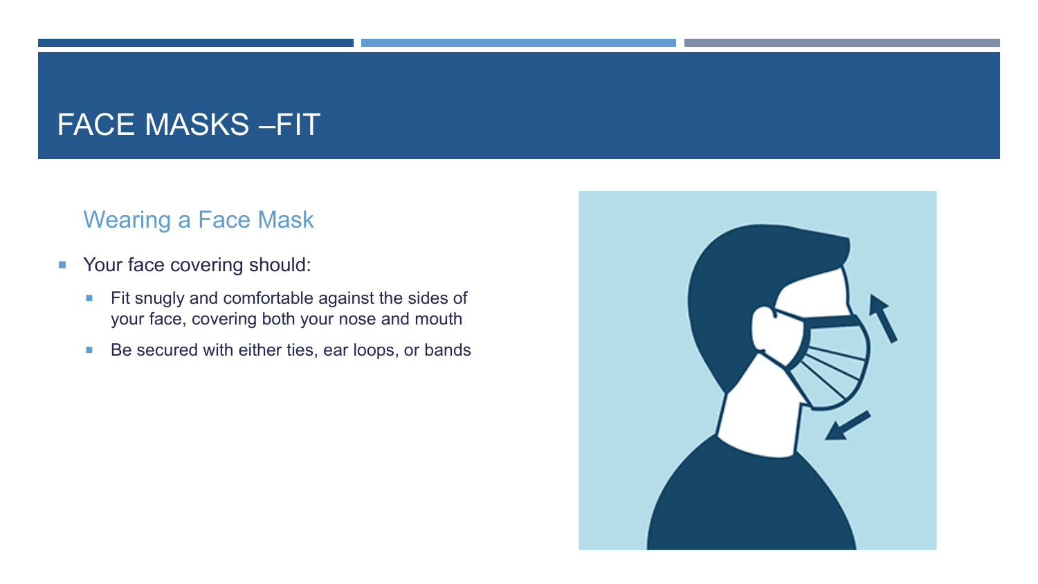# FACE MASKS –FIT

## Wearing a Face Mask

- Your face covering should:
  - Fit snugly and comfortable against the sides of your face, covering both your nose and mouth
  - Be secured with either ties, ear loops, or bands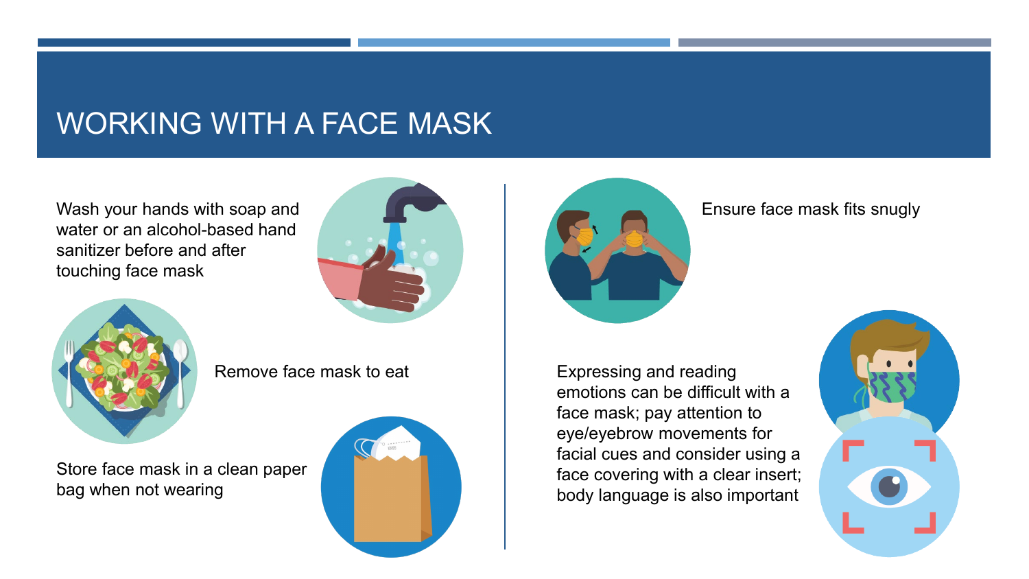# WORKING WITH A FACE MASK

Wash your hands with soap and water or an alcohol-based hand sanitizer before and after touching face mask

Remove face mask to eat

Store face mask in a clean paper bag when not wearing

Ensure face mask fits snugly

Expressing and reading emotions can be difficult with a face mask; pay attention to eye/eyebrow movements for facial cues and consider using a face covering with a clear insert; body language is also important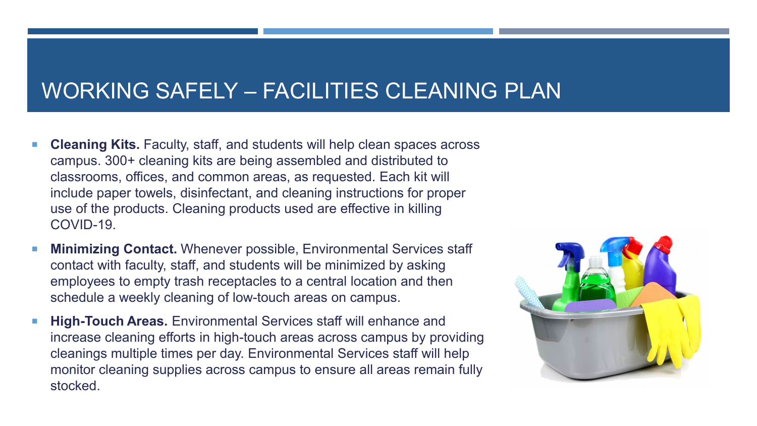# WORKING SAFELY – FACILITIES CLEANING PLAN

- **Cleaning Kits.** Faculty, staff, and students will help clean spaces across campus. 300+ cleaning kits are being assembled and distributed to classrooms, offices, and common areas, as requested. Each kit will include paper towels, disinfectant, and cleaning instructions for proper use of the products. Cleaning products used are effective in killing COVID-19.
- **Minimizing Contact.** Whenever possible, Environmental Services staff contact with faculty, staff, and students will be minimized by asking employees to empty trash receptacles to a central location and then schedule a weekly cleaning of low-touch areas on campus.
- **High-Touch Areas.** Environmental Services staff will enhance and increase cleaning efforts in high-touch areas across campus by providing cleanings multiple times per day. Environmental Services staff will help monitor cleaning supplies across campus to ensure all areas remain fully stocked.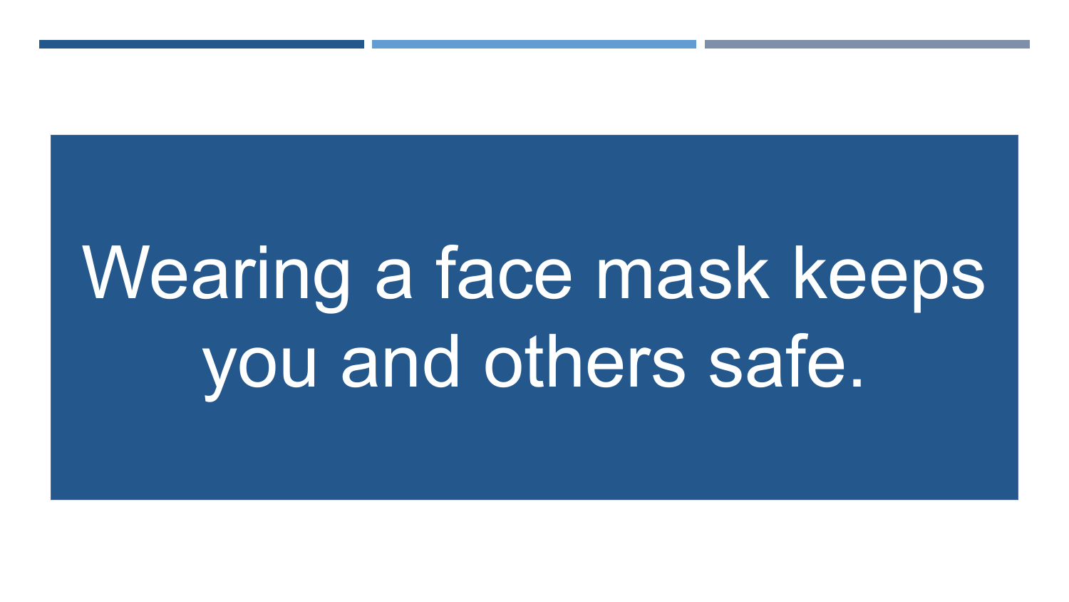Wearing a face mask keeps you and others safe.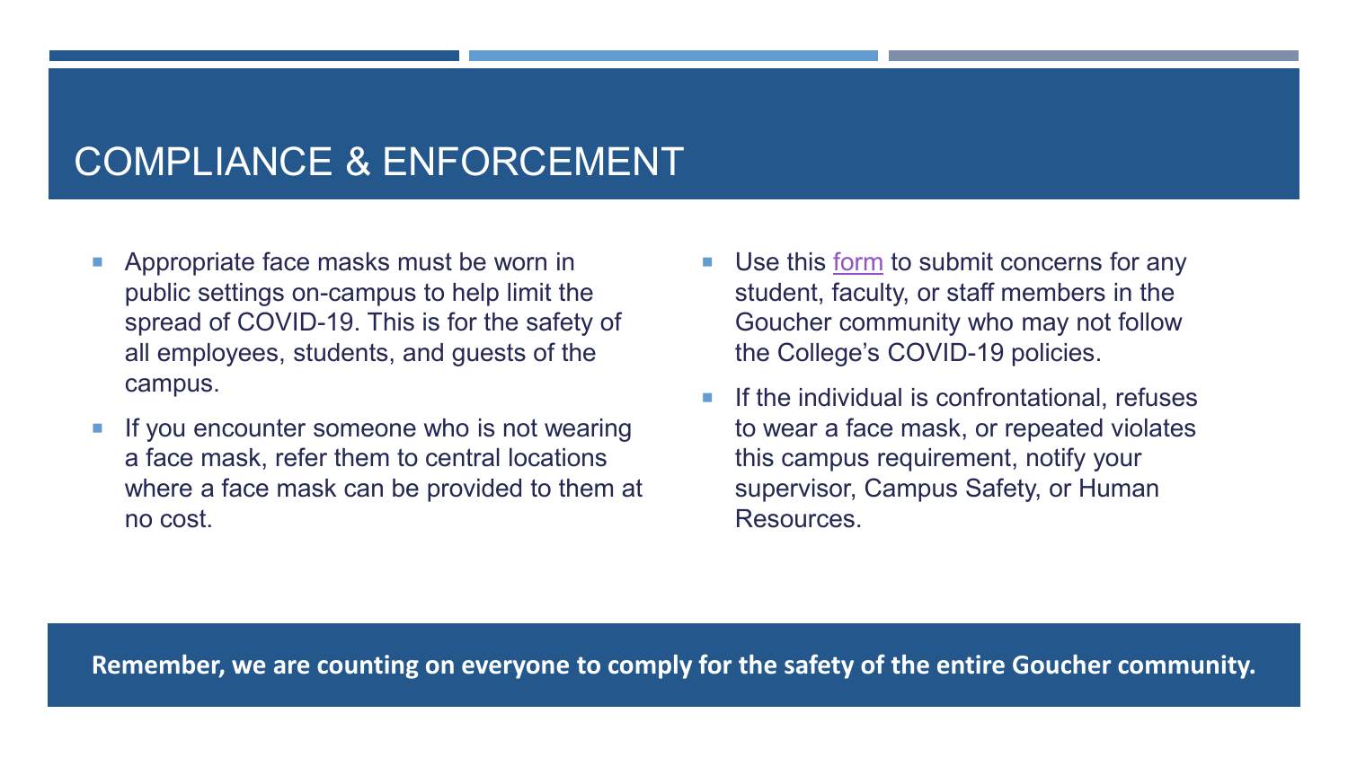# COMPLIANCE & ENFORCEMENT

- Appropriate face masks must be worn in public settings on-campus to help limit the spread of COVID-19. This is for the safety of all employees, students, and guests of the campus.
- If you encounter someone who is not wearing a face mask, refer them to central locations where a face mask can be provided to them at no cost.
- Use this form to submit concerns for any student, faculty, or staff members in the Goucher community who may not follow the College's COVID-19 policies.
- If the individual is confrontational, refuses to wear a face mask, or repeated violates this campus requirement, notify your supervisor, Campus Safety, or Human Resources.

**Remember, we are counting on everyone to comply for the safety of the entire Goucher community.**